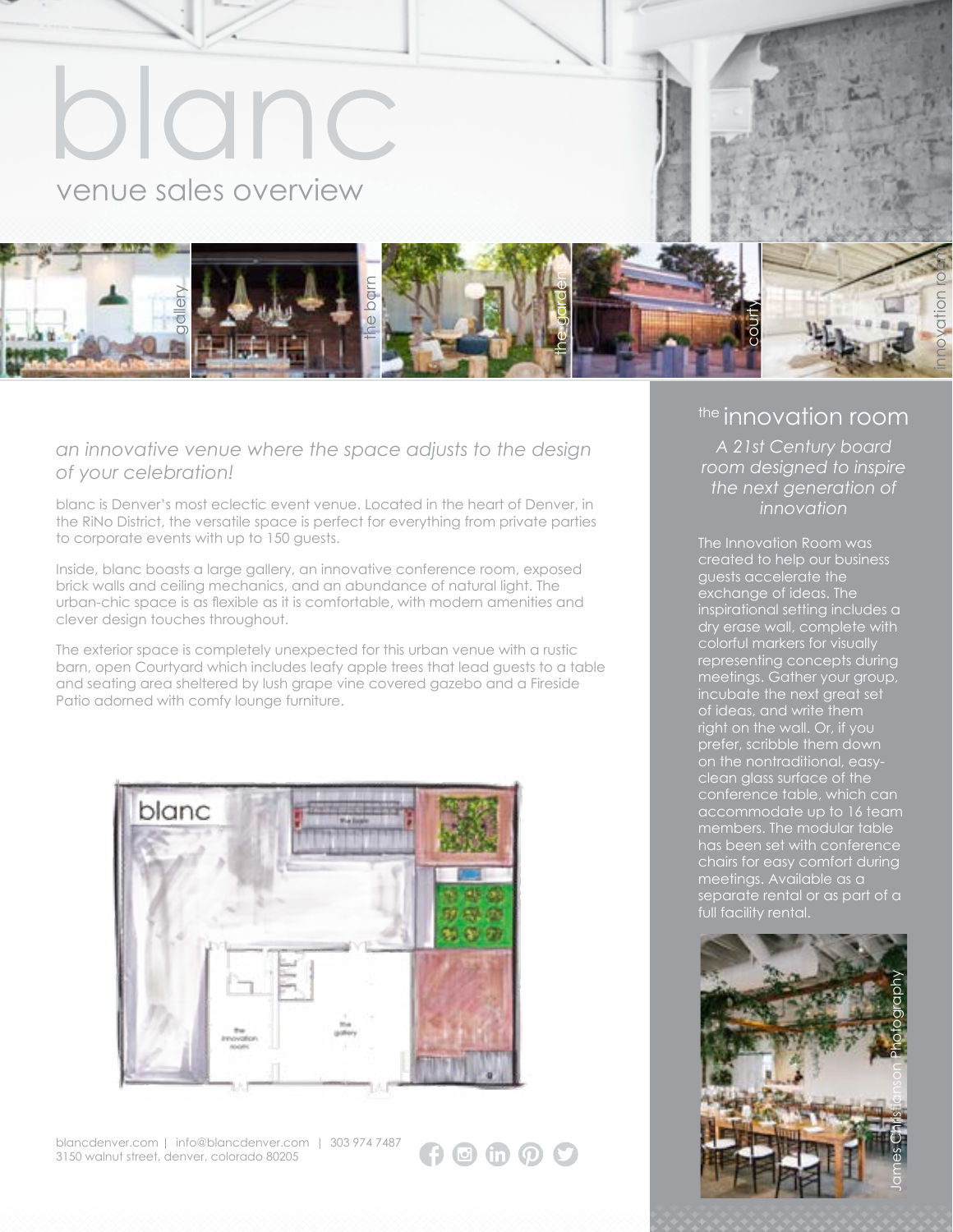# blanc

## venue sales overview

gallery | the barn | the gardens | courtyard | innovation room

*an innovative venue where the space adjusts to the design of your celebration!*

blanc is Denver's most eclectic event venue. Located in the heart of Denver, in the RiNo District, the versatile space is perfect for everything from private parties to corporate events with up to 150 guests.

Inside, blanc boasts a large gallery, an innovative conference room, exposed brick walls and ceiling mechanics, and an abundance of natural light. The urban-chic space is as flexible as it is comfortable, with modern amenities and clever design touches throughout.

The exterior space is completely unexpected for this urban venue with a rustic barn, open Courtyard which includes leafy apple trees that lead guests to a table and seating area sheltered by lush grape vine covered gazebo and a Fireside Patio adorned with comfy lounge furniture.

## the innovation room

*A 21st Century board room designed to inspire the next generation of innovation*

The Innovation Room was created to help our business guests accelerate the exchange of ideas. The inspirational setting includes a dry erase wall, complete with colorful markers for visually representing concepts during meetings. Gather your group, incubate the next great set of ideas, and write them right on the wall. Or, if you prefer, scribble them down on the nontraditional, easy-clean glass surface of the conference table, which can accommodate up to 16 team members. The modular table has been set with conference chairs for easy comfort during meetings. Available as a separate rental or as part of a full facility rental.

James Christianson Photography

blancdenver.com | info@blancdenver.com | 303 974 7487
3150 walnut street, denver, colorado 80205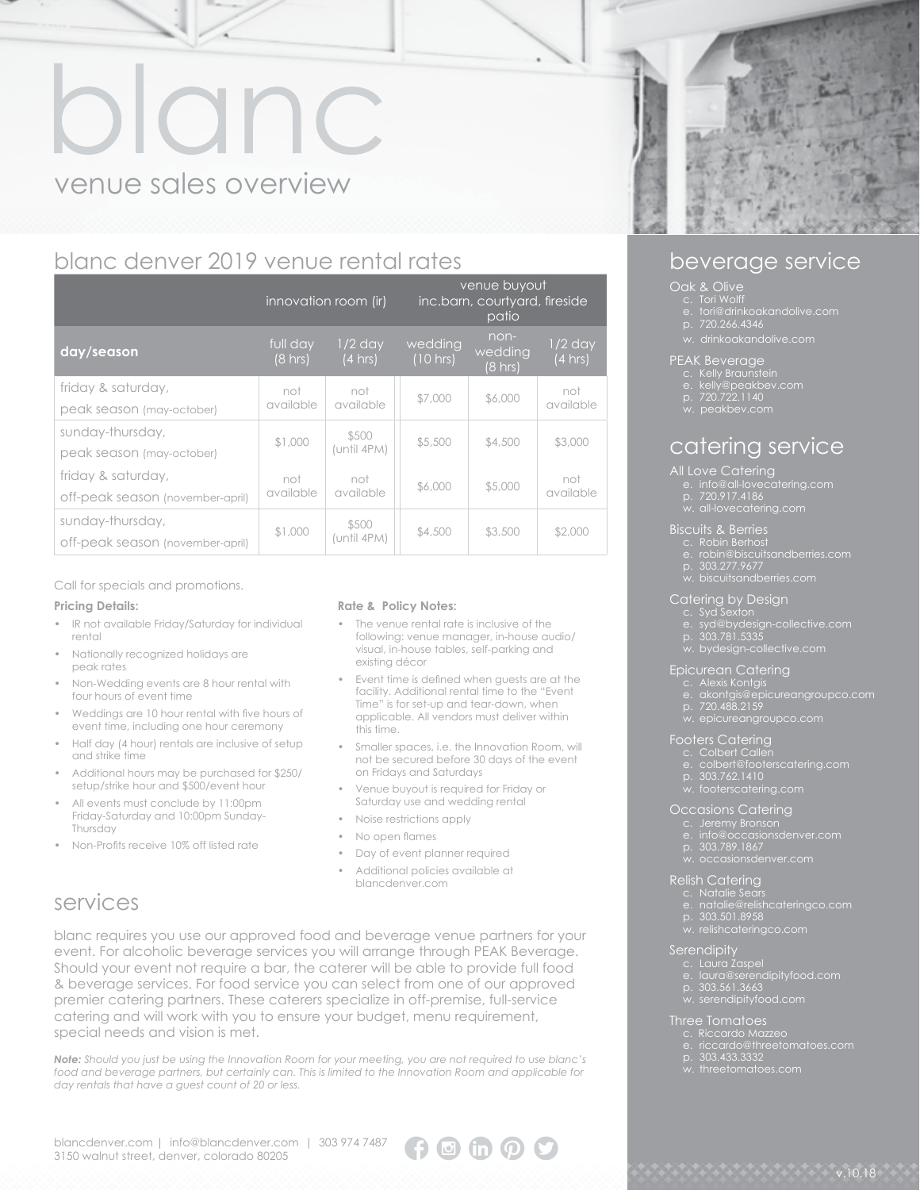# blanc

## venue sales overview

## blanc denver 2019 venue rental rates

| | innovation room (ir) | | venue buyout inc.barn, courtyard, fireside patio | | |
|---|---|---|---|---|---|
| **day/season** | full day (8 hrs) | 1/2 day (4 hrs) | wedding (10 hrs) | non-wedding (8 hrs) | 1/2 day (4 hrs) |
| friday & saturday, peak season (may-october) | not available | not available | $7,000 | $6,000 | not available |
| sunday-thursday, peak season (may-october) | $1,000 | $500 (until 4PM) | $5,500 | $4,500 | $3,000 |
| friday & saturday, off-peak season (november-april) | not available | not available | $6,000 | $5,000 | not available |
| sunday-thursday, off-peak season (november-april) | $1,000 | $500 (until 4PM) | $4,500 | $3,500 | $2,000 |

Call for specials and promotions.

**Pricing Details:**

- IR not available Friday/Saturday for individual rental
- Nationally recognized holidays are peak rates
- Non-Wedding events are 8 hour rental with four hours of event time
- Weddings are 10 hour rental with five hours of event time, including one hour ceremony
- Half day (4 hour) rentals are inclusive of setup and strike time
- Additional hours may be purchased for $250/ setup/strike hour and $500/event hour
- All events must conclude by 11:00pm Friday-Saturday and 10:00pm Sunday-Thursday
- Non-Profits receive 10% off listed rate

**Rate & Policy Notes:**

- The venue rental rate is inclusive of the following: venue manager, in-house audio/ visual, in-house tables, self-parking and existing décor
- Event time is defined when guests are at the facility. Additional rental time to the "Event Time" is for set-up and tear-down, when applicable. All vendors must deliver within this time.
- Smaller spaces, i.e. the Innovation Room, will not be secured before 30 days of the event on Fridays and Saturdays
- Venue buyout is required for Friday or Saturday use and wedding rental
- Noise restrictions apply
- No open flames
- Day of event planner required
- Additional policies available at blancdenver.com

## services

blanc requires you use our approved food and beverage venue partners for your event. For alcoholic beverage services you will arrange through PEAK Beverage. Should your event not require a bar, the caterer will be able to provide full food & beverage services. For food service you can select from one of our approved premier catering partners. These caterers specialize in off-premise, full-service catering and will work with you to ensure your budget, menu requirement, special needs and vision is met.

***Note:*** *Should you just be using the Innovation Room for your meeting, you are not required to use blanc's food and beverage partners, but certainly can. This is limited to the Innovation Room and applicable for day rentals that have a guest count of 20 or less.*

blancdenver.com | info@blancdenver.com | 303 974 7487
3150 walnut street, denver, colorado 80205

## beverage service

Oak & Olive
- c. Tori Wolff
- e. tori@drinkoakandolive.com
- p. 720.266.4346
- w. drinkoakandolive.com

PEAK Beverage
- c. Kelly Braunstein
- e. kelly@peakbev.com
- p. 720.722.1140
- w. peakbev.com

## catering service

All Love Catering
- e. info@all-lovecatering.com
- p. 720.917.4186
- w. all-lovecatering.com

Biscuits & Berries
- c. Robin Berhost
- e. robin@biscuitsandberries.com
- p. 303.277.9677
- w. biscuitsandberries.com

Catering by Design
- c. Syd Sexton
- e. syd@bydesign-collective.com
- p. 303.781.5335
- w. bydesign-collective.com

Epicurean Catering
- c. Alexis Kontgis
- e. akontgis@epicureangroupco.com
- p. 720.488.2159
- w. epicureangroupco.com

Footers Catering
- c. Colbert Callen
- e. colbert@footerscatering.com
- p. 303.762.1410
- w. footerscatering.com

Occasions Catering
- c. Jeremy Bronson
- e. info@occasionsdenver.com
- p. 303.789.1867
- w. occasionsdenver.com

Relish Catering
- c. Natalie Sears
- e. natalie@relishcateringco.com
- p. 303.501.8958
- w. relishcateringco.com

Serendipity
- c. Laura Zaspel
- e. laura@serendipityfood.com
- p. 303.561.3663
- w. serendipityfood.com

Three Tomatoes
- c. Riccardo Mazzeo
- e. riccardo@threetomatoes.com
- p. 303.433.3332
- w. threetomatoes.com

v.10.18